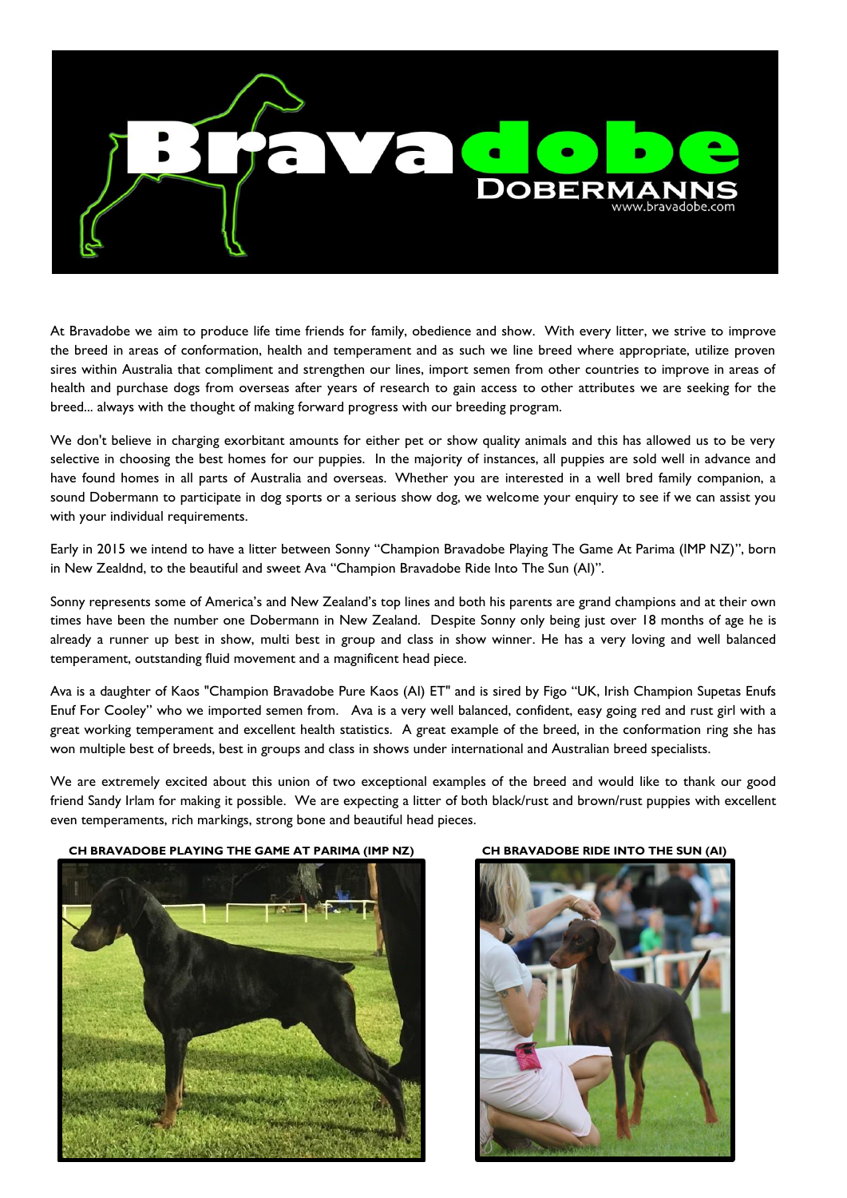# Bravadobe DOBERMANNS

www.bravadobe.com

At Bravadobe we aim to produce life time friends for family, obedience and show. With every litter, we strive to improve the breed in areas of conformation, health and temperament and as such we line breed where appropriate, utilize proven sires within Australia that compliment and strengthen our lines, import semen from other countries to improve in areas of health and purchase dogs from overseas after years of research to gain access to other attributes we are seeking for the breed... always with the thought of making forward progress with our breeding program.

We don't believe in charging exorbitant amounts for either pet or show quality animals and this has allowed us to be very selective in choosing the best homes for our puppies. In the majority of instances, all puppies are sold well in advance and have found homes in all parts of Australia and overseas. Whether you are interested in a well bred family companion, a sound Dobermann to participate in dog sports or a serious show dog, we welcome your enquiry to see if we can assist you with your individual requirements.

Early in 2015 we intend to have a litter between Sonny "Champion Bravadobe Playing The Game At Parima (IMP NZ)", born in New Zealdnd, to the beautiful and sweet Ava "Champion Bravadobe Ride Into The Sun (AI)".

Sonny represents some of America's and New Zealand's top lines and both his parents are grand champions and at their own times have been the number one Dobermann in New Zealand. Despite Sonny only being just over 18 months of age he is already a runner up best in show, multi best in group and class in show winner. He has a very loving and well balanced temperament, outstanding fluid movement and a magnificent head piece.

Ava is a daughter of Kaos "Champion Bravadobe Pure Kaos (AI) ET" and is sired by Figo "UK, Irish Champion Supetas Enufs Enuf For Cooley" who we imported semen from. Ava is a very well balanced, confident, easy going red and rust girl with a great working temperament and excellent health statistics. A great example of the breed, in the conformation ring she has won multiple best of breeds, best in groups and class in shows under international and Australian breed specialists.

We are extremely excited about this union of two exceptional examples of the breed and would like to thank our good friend Sandy Irlam for making it possible. We are expecting a litter of both black/rust and brown/rust puppies with excellent even temperaments, rich markings, strong bone and beautiful head pieces.

**CH BRAVADOBE PLAYING THE GAME AT PARIMA (IMP NZ)**

**CH BRAVADOBE RIDE INTO THE SUN (AI)**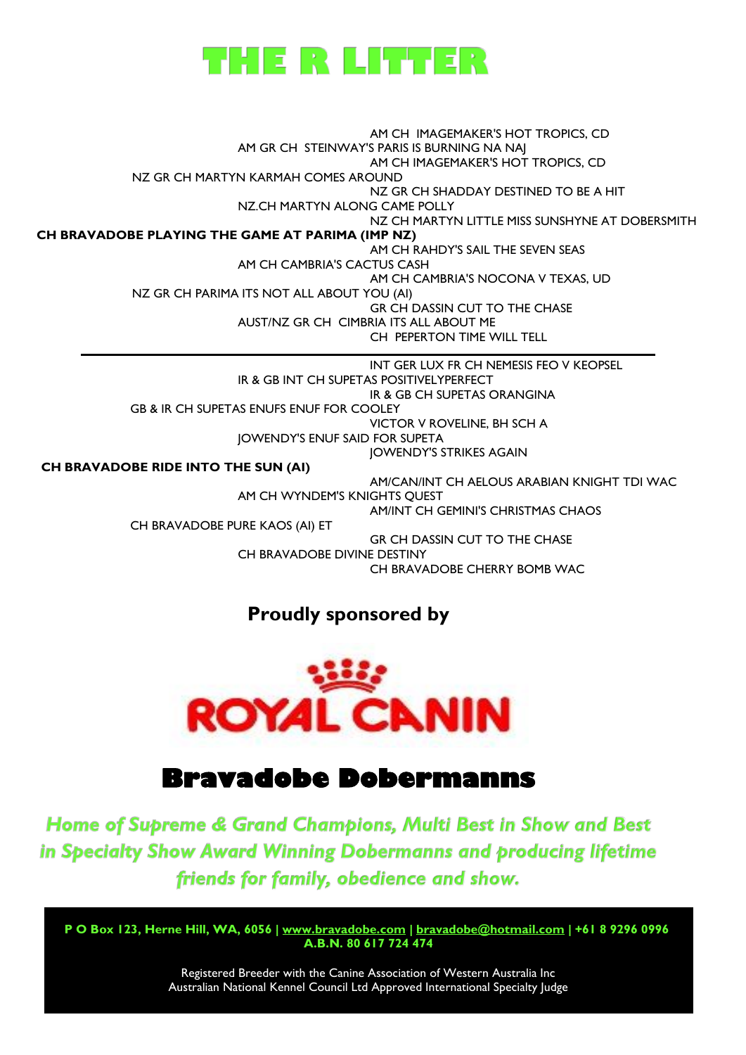# THE R LITTER

AM CH IMAGEMAKER'S HOT TROPICS, CD
AM GR CH STEINWAY'S PARIS IS BURNING NA NAJ
AM CH IMAGEMAKER'S HOT TROPICS, CD
NZ GR CH MARTYN KARMAH COMES AROUND
NZ GR CH SHADDAY DESTINED TO BE A HIT
NZ.CH MARTYN ALONG CAME POLLY
NZ CH MARTYN LITTLE MISS SUNSHYNE AT DOBERSMITH
**CH BRAVADOBE PLAYING THE GAME AT PARIMA (IMP NZ)**
AM CH RAHDY'S SAIL THE SEVEN SEAS
AM CH CAMBRIA'S CACTUS CASH
AM CH CAMBRIA'S NOCONA V TEXAS, UD
NZ GR CH PARIMA ITS NOT ALL ABOUT YOU (AI)
GR CH DASSIN CUT TO THE CHASE
AUST/NZ GR CH CIMBRIA ITS ALL ABOUT ME
CH PEPERTON TIME WILL TELL

---

INT GER LUX FR CH NEMESIS FEO V KEOPSEL
IR & GB INT CH SUPETAS POSITIVELYPERFECT
IR & GB CH SUPETAS ORANGINA
GB & IR CH SUPETAS ENUFS ENUF FOR COOLEY
VICTOR V ROVELINE, BH SCH A
JOWENDY'S ENUF SAID FOR SUPETA
JOWENDY'S STRIKES AGAIN
**CH BRAVADOBE RIDE INTO THE SUN (AI)**
AM/CAN/INT CH AELOUS ARABIAN KNIGHT TDI WAC
AM CH WYNDEM'S KNIGHTS QUEST
AM/INT CH GEMINI'S CHRISTMAS CHAOS
CH BRAVADOBE PURE KAOS (AI) ET
GR CH DASSIN CUT TO THE CHASE
CH BRAVADOBE DIVINE DESTINY
CH BRAVADOBE CHERRY BOMB WAC

## Proudly sponsored by

ROYAL CANIN

# Bravadobe Dobermanns

*Home of Supreme & Grand Champions, Multi Best in Show and Best in Specialty Show Award Winning Dobermanns and producing lifetime friends for family, obedience and show.*

**P O Box 123, Herne Hill, WA, 6056 | www.bravadobe.com | bravadobe@hotmail.com | +61 8 9296 0996**
**A.B.N. 80 617 724 474**

Registered Breeder with the Canine Association of Western Australia Inc
Australian National Kennel Council Ltd Approved International Specialty Judge